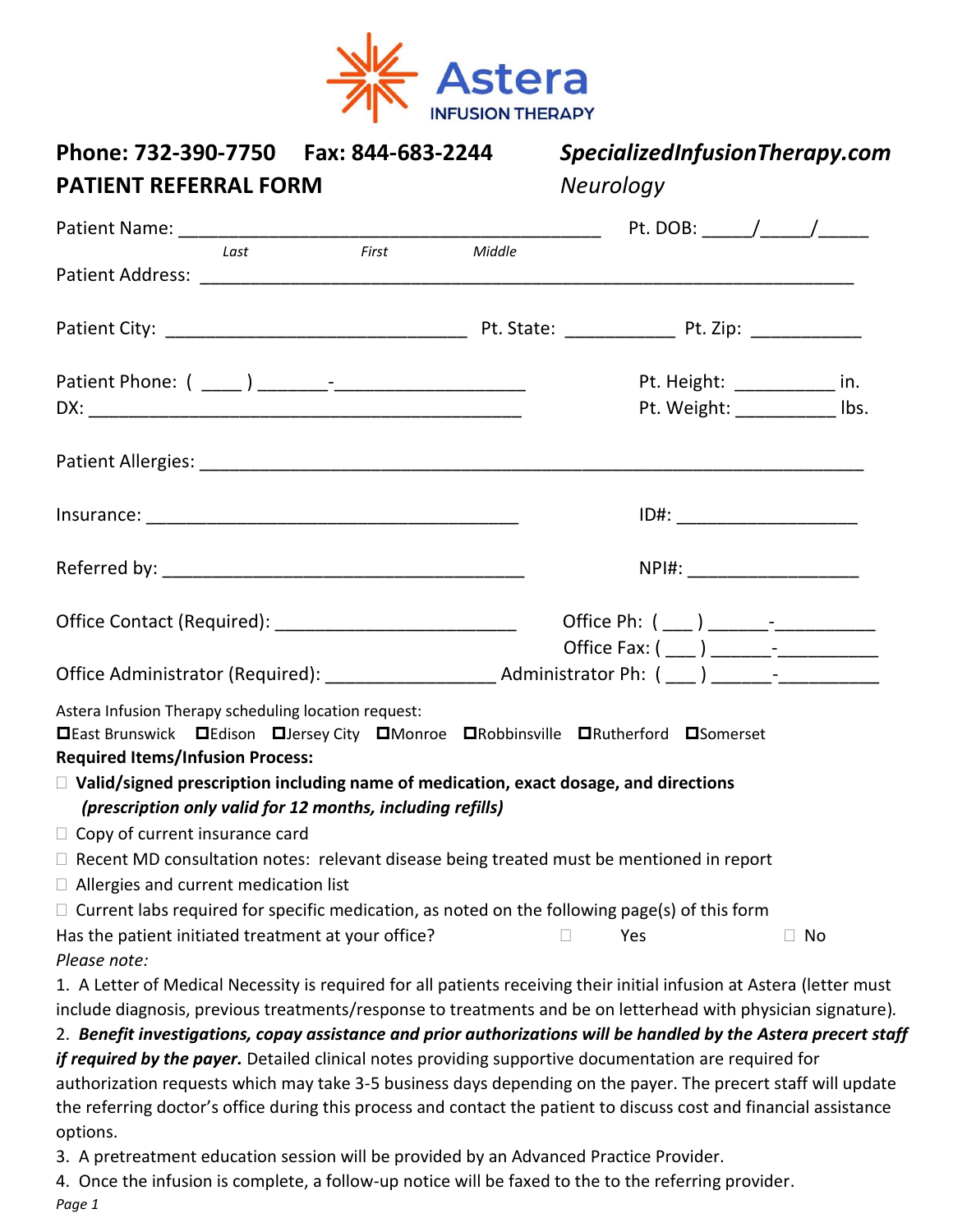Astera INFUSION THERAPY

**Phone: 732-390-7750 Fax: 844-683-2244** ***SpecializedInfusionTherapy.com***

**PATIENT REFERRAL FORM** *Neurology*

Patient Name: ___________________________________________ Pt. DOB: _____/_____/_____
*Last First Middle*

Patient Address: _________________________________________________________________

Patient City: ______________________________ Pt. State: ___________ Pt. Zip: ___________

Patient Phone: ( ____ ) _______-___________________ Pt. Height: __________ in.

DX: ____________________________________________ Pt. Weight: __________ lbs.

Patient Allergies: _________________________________________________________________

Insurance: _____________________________________ ID#: __________________

Referred by: ____________________________________ NPI#: _________________

Office Contact (Required): ________________________ Office Ph: ( ___ ) ______-__________

Office Fax: ( ___ ) ______-__________

Office Administrator (Required): _________________ Administrator Ph: ( ___ ) ______-__________

Astera Infusion Therapy scheduling location request:

☐ East Brunswick ☐ Edison ☐ Jersey City ☐ Monroe ☐ Robbinsville ☐ Rutherford ☐ Somerset

**Required Items/Infusion Process:**

- ☐ **Valid/signed prescription including name of medication, exact dosage, and directions** ***(prescription only valid for 12 months, including refills)***
- ☐ Copy of current insurance card
- ☐ Recent MD consultation notes: relevant disease being treated must be mentioned in report
- ☐ Allergies and current medication list
- ☐ Current labs required for specific medication, as noted on the following page(s) of this form

Has the patient initiated treatment at your office? ☐ Yes ☐ No

*Please note:*

1. A Letter of Medical Necessity is required for all patients receiving their initial infusion at Astera (letter must include diagnosis, previous treatments/response to treatments and be on letterhead with physician signature).
2. ***Benefit investigations, copay assistance and prior authorizations will be handled by the Astera precert staff if required by the payer.*** Detailed clinical notes providing supportive documentation are required for authorization requests which may take 3-5 business days depending on the payer. The precert staff will update the referring doctor's office during this process and contact the patient to discuss cost and financial assistance options.
3. A pretreatment education session will be provided by an Advanced Practice Provider.
4. Once the infusion is complete, a follow-up notice will be faxed to the to the referring provider.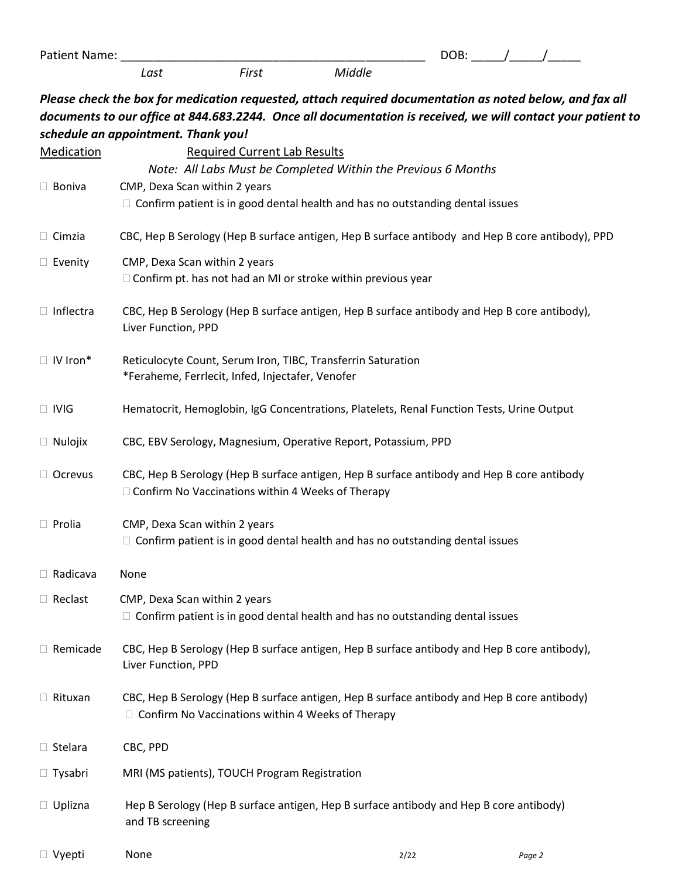Patient Name: _______________________________________________ DOB: _____/_____/_____
Last First Middle

***Please check the box for medication requested, attach required documentation as noted below, and fax all documents to our office at 844.683.2244. Once all documentation is received, we will contact your patient to schedule an appointment. Thank you!***

| <u>Medication</u> | <u>Required Current Lab Results</u><br>*Note: All Labs Must be Completed Within the Previous 6 Months* |
|---|---|
| ☐ Boniva | CMP, Dexa Scan within 2 years<br>☐ Confirm patient is in good dental health and has no outstanding dental issues |
| ☐ Cimzia | CBC, Hep B Serology (Hep B surface antigen, Hep B surface antibody and Hep B core antibody), PPD |
| ☐ Evenity | CMP, Dexa Scan within 2 years<br>☐ Confirm pt. has not had an MI or stroke within previous year |
| ☐ Inflectra | CBC, Hep B Serology (Hep B surface antigen, Hep B surface antibody and Hep B core antibody), Liver Function, PPD |
| ☐ IV Iron* | Reticulocyte Count, Serum Iron, TIBC, Transferrin Saturation<br>*Feraheme, Ferrlecit, Infed, Injectafer, Venofer |
| ☐ IVIG | Hematocrit, Hemoglobin, IgG Concentrations, Platelets, Renal Function Tests, Urine Output |
| ☐ Nulojix | CBC, EBV Serology, Magnesium, Operative Report, Potassium, PPD |
| ☐ Ocrevus | CBC, Hep B Serology (Hep B surface antigen, Hep B surface antibody and Hep B core antibody<br>☐ Confirm No Vaccinations within 4 Weeks of Therapy |
| ☐ Prolia | CMP, Dexa Scan within 2 years<br>☐ Confirm patient is in good dental health and has no outstanding dental issues |
| ☐ Radicava | None |
| ☐ Reclast | CMP, Dexa Scan within 2 years<br>☐ Confirm patient is in good dental health and has no outstanding dental issues |
| ☐ Remicade | CBC, Hep B Serology (Hep B surface antigen, Hep B surface antibody and Hep B core antibody), Liver Function, PPD |
| ☐ Rituxan | CBC, Hep B Serology (Hep B surface antigen, Hep B surface antibody and Hep B core antibody)<br>☐ Confirm No Vaccinations within 4 Weeks of Therapy |
| ☐ Stelara | CBC, PPD |
| ☐ Tysabri | MRI (MS patients), TOUCH Program Registration |
| ☐ Uplizna | Hep B Serology (Hep B surface antigen, Hep B surface antibody and Hep B core antibody) and TB screening |
| ☐ Vyepti | None |

2/22